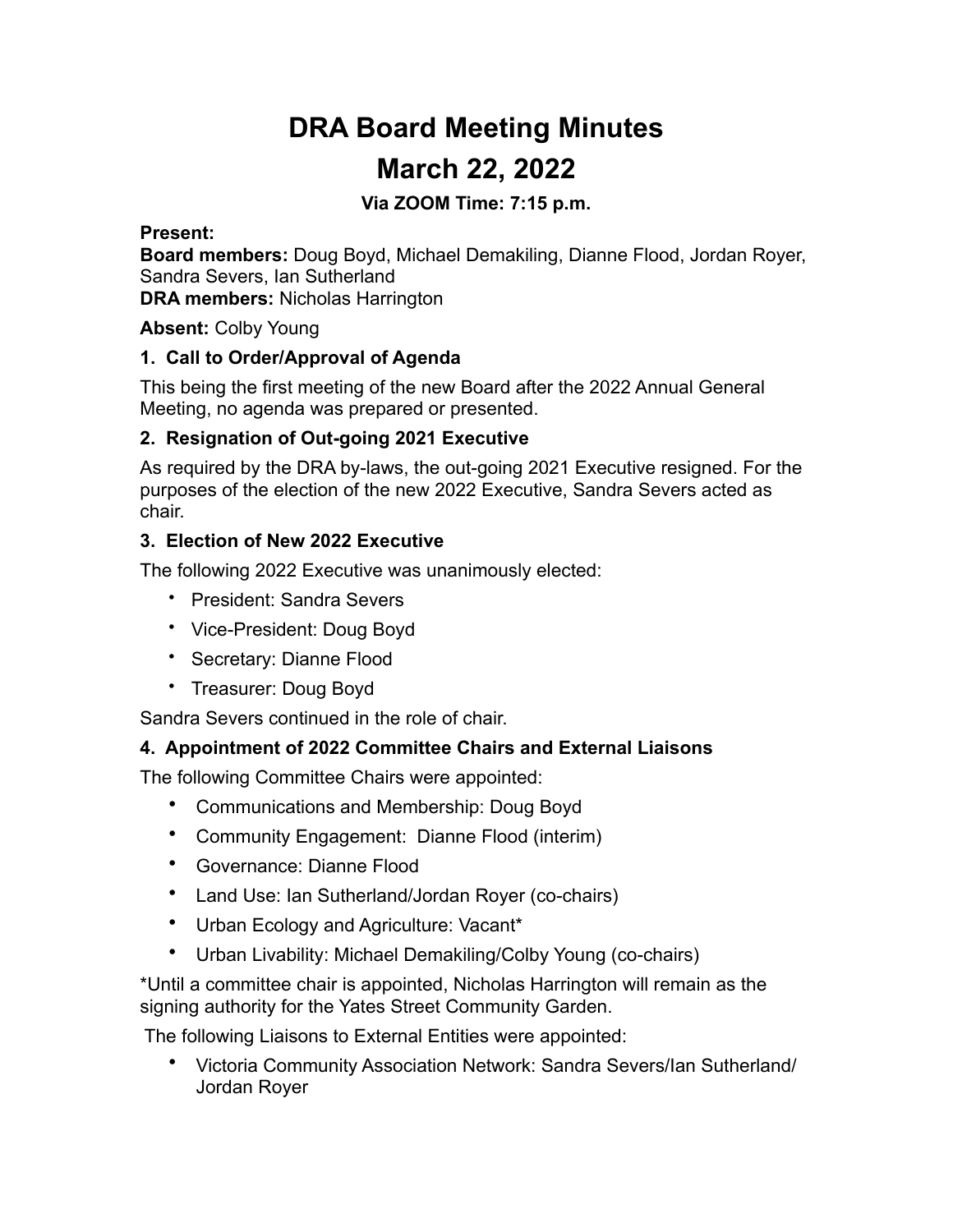# DRA Board Meeting Minutes

# March 22, 2022

**Via ZOOM Time: 7:15 p.m.**

**Present:**
**Board members:** Doug Boyd, Michael Demakiling, Dianne Flood, Jordan Royer, Sandra Severs, Ian Sutherland
**DRA members:** Nicholas Harrington

**Absent:** Colby Young

### 1. Call to Order/Approval of Agenda

This being the first meeting of the new Board after the 2022 Annual General Meeting, no agenda was prepared or presented.

### 2. Resignation of Out-going 2021 Executive

As required by the DRA by-laws, the out-going 2021 Executive resigned. For the purposes of the election of the new 2022 Executive, Sandra Severs acted as chair.

### 3. Election of New 2022 Executive

The following 2022 Executive was unanimously elected:

- President: Sandra Severs
- Vice-President: Doug Boyd
- Secretary: Dianne Flood
- Treasurer: Doug Boyd

Sandra Severs continued in the role of chair.

### 4. Appointment of 2022 Committee Chairs and External Liaisons

The following Committee Chairs were appointed:

- Communications and Membership: Doug Boyd
- Community Engagement: Dianne Flood (interim)
- Governance: Dianne Flood
- Land Use: Ian Sutherland/Jordan Royer (co-chairs)
- Urban Ecology and Agriculture: Vacant*
- Urban Livability: Michael Demakiling/Colby Young (co-chairs)

*Until a committee chair is appointed, Nicholas Harrington will remain as the signing authority for the Yates Street Community Garden.

The following Liaisons to External Entities were appointed:

- Victoria Community Association Network: Sandra Severs/Ian Sutherland/Jordan Royer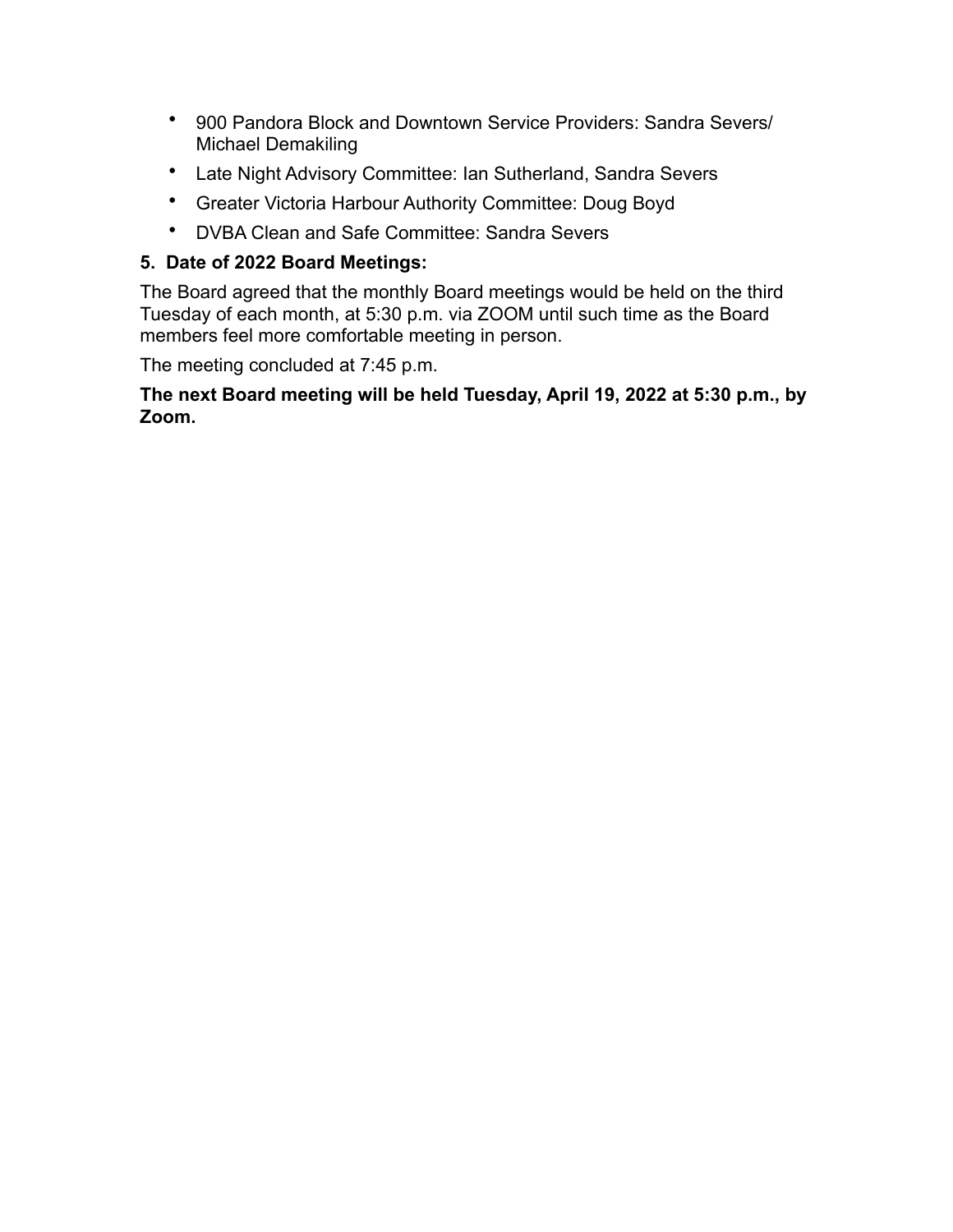- 900 Pandora Block and Downtown Service Providers: Sandra Severs/ Michael Demakiling
- Late Night Advisory Committee: Ian Sutherland, Sandra Severs
- Greater Victoria Harbour Authority Committee: Doug Boyd
- DVBA Clean and Safe Committee: Sandra Severs

**5. Date of 2022 Board Meetings:**

The Board agreed that the monthly Board meetings would be held on the third Tuesday of each month, at 5:30 p.m. via ZOOM until such time as the Board members feel more comfortable meeting in person.

The meeting concluded at 7:45 p.m.

**The next Board meeting will be held Tuesday, April 19, 2022 at 5:30 p.m., by Zoom.**